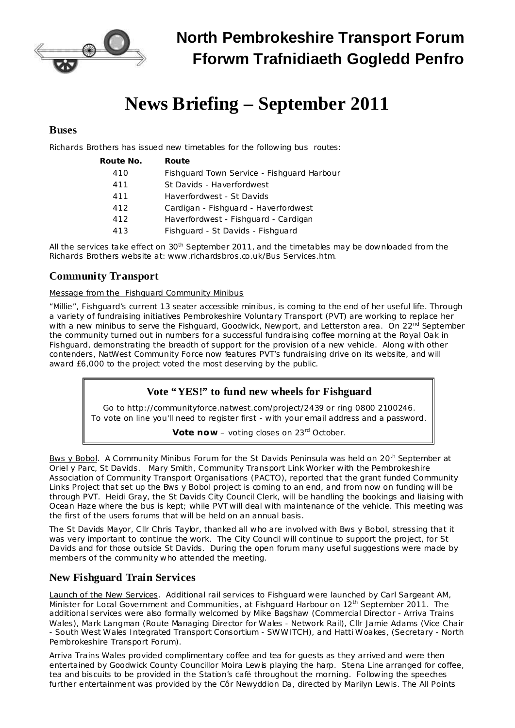# North Pembrokeshire Transport Forum
# Fforwm Trafnidiaeth Gogledd Penfro

# News Briefing – September 2011

## Buses

Richards Brothers has issued new timetables for the following bus routes:

| Route No. | Route |
|---|---|
| 410 | Fishguard Town Service - Fishguard Harbour |
| 411 | St Davids - Haverfordwest |
| 411 | Haverfordwest - St Davids |
| 412 | Cardigan - Fishguard - Haverfordwest |
| 412 | Haverfordwest - Fishguard - Cardigan |
| 413 | Fishguard - St Davids - Fishguard |

All the services take effect on 30th September 2011, and the timetables may be downloaded from the Richards Brothers website at: www.richardsbros.co.uk/Bus Services.htm.

## Community Transport

Message from the Fishguard Community Minibus

"Millie", Fishguard's current 13 seater accessible minibus, is coming to the end of her useful life. Through a variety of fundraising initiatives Pembrokeshire Voluntary Transport (PVT) are working to replace her with a new minibus to serve the Fishguard, Goodwick, Newport, and Letterston area. On 22nd September the community turned out in numbers for a successful fundraising coffee morning at the Royal Oak in Fishguard, demonstrating the breadth of support for the provision of a new vehicle. Along with other contenders, NatWest Community Force now features PVT's fundraising drive on its website, and will award £6,000 to the project voted the most deserving by the public.

> **Vote "YES!" to fund new wheels for Fishguard**
>
> Go to http://communityforce.natwest.com/project/2439 or ring 0800 2100246.
> To vote on line you'll need to register first - with your email address and a password.
>
> **Vote now** – voting closes on 23rd October.

Bws y Bobol. A Community Minibus Forum for the St Davids Peninsula was held on 20th September at Oriel y Parc, St Davids. Mary Smith, Community Transport Link Worker with the Pembrokeshire Association of Community Transport Organisations (PACTO), reported that the grant funded Community Links Project that set up the Bws y Bobol project is coming to an end, and from now on funding will be through PVT. Heidi Gray, the St Davids City Council Clerk, will be handling the bookings and liaising with Ocean Haze where the bus is kept; while PVT will deal with maintenance of the vehicle. This meeting was the first of the users forums that will be held on an annual basis.

The St Davids Mayor, Cllr Chris Taylor, thanked all who are involved with Bws y Bobol, stressing that it was very important to continue the work. The City Council will continue to support the project, for St Davids and for those outside St Davids. During the open forum many useful suggestions were made by members of the community who attended the meeting.

## New Fishguard Train Services

Launch of the New Services. Additional rail services to Fishguard were launched by Carl Sargeant AM, Minister for Local Government and Communities, at Fishguard Harbour on 12th September 2011. The additional services were also formally welcomed by Mike Bagshaw (Commercial Director - Arriva Trains Wales), Mark Langman (Route Managing Director for Wales - Network Rail), Cllr Jamie Adams (Vice Chair - South West Wales Integrated Transport Consortium - SWWITCH), and Hatti Woakes, (Secretary - North Pembrokeshire Transport Forum).

Arriva Trains Wales provided complimentary coffee and tea for guests as they arrived and were then entertained by Goodwick County Councillor Moira Lewis playing the harp. Stena Line arranged for coffee, tea and biscuits to be provided in the Station's café throughout the morning. Following the speeches further entertainment was provided by the Côr Newyddion Da, directed by Marilyn Lewis. The All Points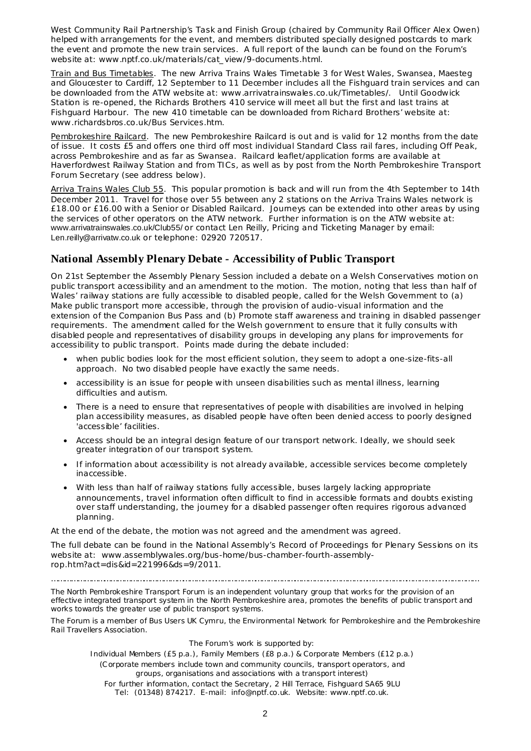West Community Rail Partnership's Task and Finish Group (chaired by Community Rail Officer Alex Owen) helped with arrangements for the event, and members distributed specially designed postcards to mark the event and promote the new train services. A full report of the launch can be found on the Forum's website at: www.nptf.co.uk/materials/cat_view/9-documents.html.

Train and Bus Timetables. The new Arriva Trains Wales Timetable 3 for West Wales, Swansea, Maesteg and Gloucester to Cardiff, 12 September to 11 December includes all the Fishguard train services and can be downloaded from the ATW website at: www.arrivatrainswales.co.uk/Timetables/. Until Goodwick Station is re-opened, the Richards Brothers 410 service will meet all but the first and last trains at Fishguard Harbour. The new 410 timetable can be downloaded from Richard Brothers' website at: www.richardsbros.co.uk/Bus Services.htm.

Pembrokeshire Railcard. The new Pembrokeshire Railcard is out and is valid for 12 months from the date of issue. It costs £5 and offers one third off most individual Standard Class rail fares, including Off Peak, across Pembrokeshire and as far as Swansea. Railcard leaflet/application forms are available at Haverfordwest Railway Station and from TICs, as well as by post from the North Pembrokeshire Transport Forum Secretary (see address below).

Arriva Trains Wales Club 55. This popular promotion is back and will run from the 4th September to 14th December 2011. Travel for those over 55 between any 2 stations on the Arriva Trains Wales network is £18.00 or £16.00 with a Senior or Disabled Railcard. Journeys can be extended into other areas by using the services of other operators on the ATW network. Further information is on the ATW website at: www.arrivatrainswales.co.uk/Club55/ or contact Len Reilly, Pricing and Ticketing Manager by email: Len.reilly@arrivatw.co.uk or telephone: 02920 720517.

## National Assembly Plenary Debate - Accessibility of Public Transport

On 21st September the Assembly Plenary Session included a debate on a Welsh Conservatives motion on public transport accessibility and an amendment to the motion. The motion, noting that less than half of Wales' railway stations are fully accessible to disabled people, called for the Welsh Government to (a) Make public transport more accessible, through the provision of audio-visual information and the extension of the Companion Bus Pass and (b) Promote staff awareness and training in disabled passenger requirements. The amendment called for the Welsh government to ensure that it fully consults with disabled people and representatives of disability groups in developing any plans for improvements for accessibility to public transport. Points made during the debate included:

- when public bodies look for the most efficient solution, they seem to adopt a one-size-fits-all approach. No two disabled people have exactly the same needs.
- accessibility is an issue for people with unseen disabilities such as mental illness, learning difficulties and autism.
- There is a need to ensure that representatives of people with disabilities are involved in helping plan accessibility measures, as disabled people have often been denied access to poorly designed 'accessible' facilities.
- Access should be an integral design feature of our transport network. Ideally, we should seek greater integration of our transport system.
- If information about accessibility is not already available, accessible services become completely inaccessible.
- With less than half of railway stations fully accessible, buses largely lacking appropriate announcements, travel information often difficult to find in accessible formats and doubts existing over staff understanding, the journey for a disabled passenger often requires rigorous advanced planning.

At the end of the debate, the motion was not agreed and the amendment was agreed.

The full debate can be found in the National Assembly's Record of Proceedings for Plenary Sessions on its website at: www.assemblywales.org/bus-home/bus-chamber-fourth-assembly-rop.htm?act=dis&id=221996&ds=9/2011.

---

*The North Pembrokeshire Transport Forum is an independent voluntary group that works for the provision of an effective integrated transport system in the North Pembrokeshire area, promotes the benefits of public transport and works towards the greater use of public transport systems.*

*The Forum is a member of Bus Users UK Cymru, the Environmental Network for Pembrokeshire and the Pembrokeshire Rail Travellers Association.*

*The Forum's work is supported by:*

*Individual Members (£5 p.a.), Family Members (£8 p.a.) & Corporate Members (£12 p.a.)*

*(Corporate members include town and community councils, transport operators, and groups, organisations and associations with a transport interest)*

*For further information, contact the Secretary, 2 Hill Terrace, Fishguard SA65 9LU*

*Tel: (01348) 874217. E-mail: info@nptf.co.uk. Website: www.nptf.co.uk.*